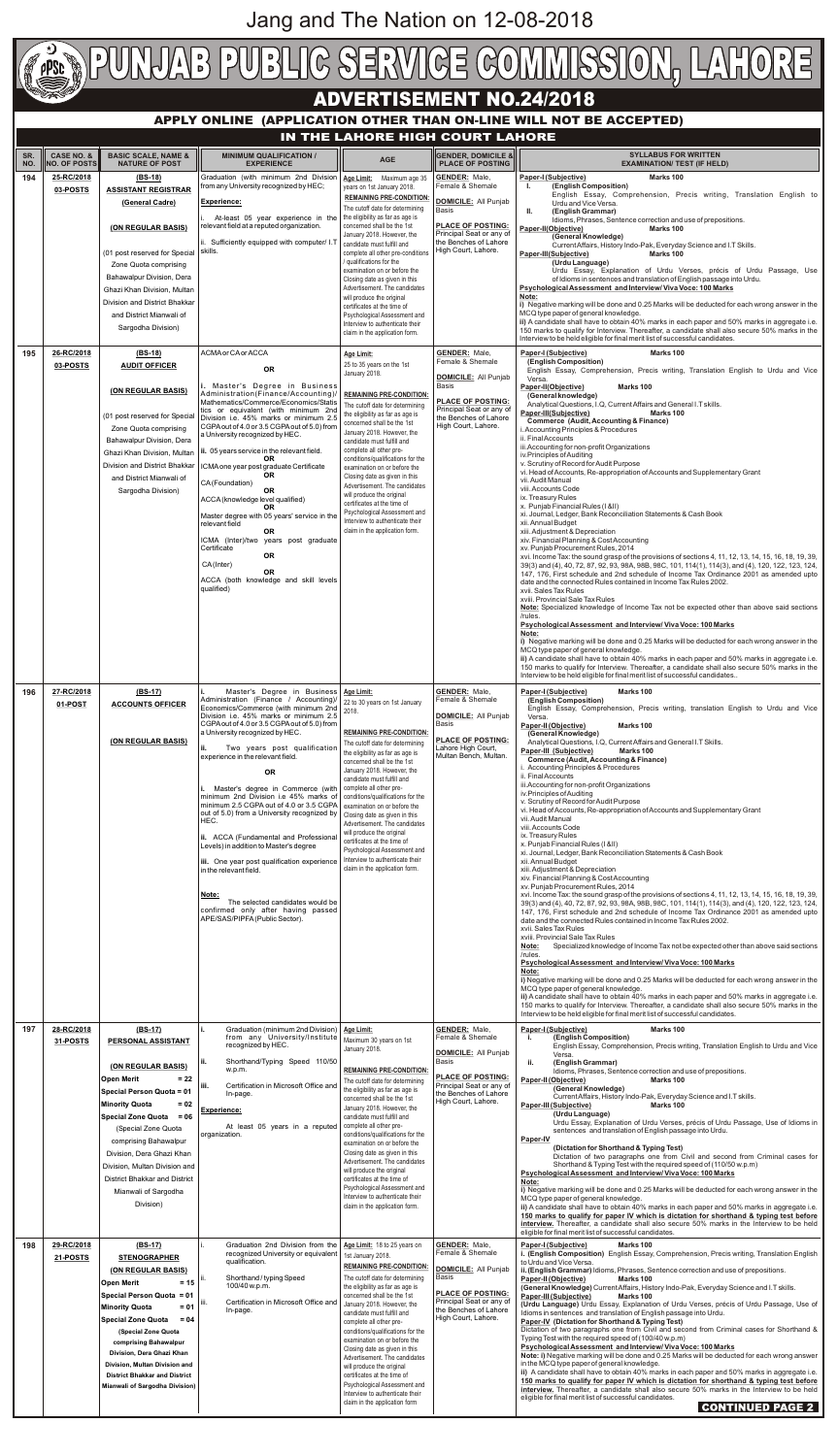Jang and The Nation on 12-08-2018

# PUNJAB PUBLIC SERVICE COMMISSION, LAHORE

## ADVERTISEMENT NO.24/2018

### APPLY ONLINE (APPLICATION OTHER THAN ON-LINE WILL NOT BE ACCEPTED)

### IN THE LAHORE HIGH COURT LAHORE

| SR. NO. | CASE NO. & NO. OF POSTS | BASIC SCALE, NAME & NATURE OF POST | MINIMUM QUALIFICATION / EXPERIENCE | AGE | GENDER, DOMICILE & PLACE OF POSTING | SYLLABUS FOR WRITTEN EXAMINATION/ TEST (IF HELD) |
|---|---|---|---|---|---|---|
| 194 | 25-RC/2018<br>03-POSTS | (BS-18)<br>**ASSISTANT REGISTRAR**<br>(General Cadre)<br><br>(ON REGULAR BASIS)<br><br>(01 post reserved for Special Zone Quota comprising Bahawalpur Division, Dera Ghazi Khan Division, Multan Division and District Bhakkar and District Mianwali of Sargodha Division) | Graduation (with minimum 2nd Division from any University recognized by HEC;<br><br>**Experience:**<br>i. At-least 05 year experience in the relevant field as a reputed organization.<br>ii. Sufficiently equipped with computer/ I.T skills. | **Age Limit:** Maximum age 35 years on 1st January 2018.<br>**REMAINING PRE-CONDITION:** The cutoff date for determining the eligibility as far as age is concerned shall be the 1st January 2018. However, the candidate must fulfill and complete all other pre-conditions / qualifications for the examination on or before the Closing date as given in this Advertisement. The candidates will produce the original certificates at the time of Psychological Assessment and Interview to authenticate their claim in the application form. | **GENDER:** Male, Female & Shemale<br>**DOMICILE:** All Punjab Basis<br>**PLACE OF POSTING:** Principal Seat or any of the Benches of Lahore High Court, Lahore. | **Paper-I (Subjective) Marks 100**<br>I. **(English Composition)** English Essay, Comprehension, Precis writing, Translation English to Urdu and Vice Versa.<br>II. **(English Grammar)** Idioms, Phrases, Sentence correction and use of prepositions.<br>**Paper-II(Objective) Marks 100**<br>**(General Knowledge)** Current Affairs, History Indo-Pak, Everyday Science and I.T Skills.<br>**Paper-III(Subjective) Marks 100**<br>**(Urdu Language)** Urdu Essay, Explanation of Urdu Verses, précis of Urdu Passage, Use of Idioms in sentences and translation of English passage into Urdu.<br>**Psychological Assessment and Interview/ Viva Voce: 100 Marks**<br>**Note:**<br>i) Negative marking will be done and 0.25 Marks will be deducted for each wrong answer in the MCQ type paper of general knowledge.<br>ii) A candidate shall have to obtain 40% marks in each paper and 50% marks in aggregate i.e. 150 marks to qualify for Interview. Thereafter, a candidate shall also secure 50% marks in the Interview to be held eligible for final merit list of successful candidates. |
| 195 | 26-RC/2018<br>03-POSTS | (BS-18)<br>**AUDIT OFFICER**<br><br>(ON REGULAR BASIS)<br><br>(01 post reserved for Special Zone Quota comprising Bahawalpur Division, Dera Ghazi Khan Division, Multan Division and District Bhakkar and District Mianwali of Sargodha Division) | ACMA or CA or ACCA<br>**OR**<br>i. Master's Degree in Business Administration(Finance/Accounting)/ Mathematics/Commerce/Economics/Statistics or equivalent (with minimum 2nd Division i.e. 45% marks or minimum 2.5 CGPA out of 4.0 or 3.5 CGPA out of 5.0) from a University recognized by HEC.<br>ii. 05 years service in the relevant field.<br>**OR**<br>ICMA one year post graduate Certificate<br>**OR**<br>CA (Foundation)<br>**OR**<br>ACCA (knowledge level qualified)<br>**OR**<br>Master degree with 05 years' service in the relevant field<br>**OR**<br>ICMA (Inter)/two years post graduate Certificate<br>**OR**<br>CA (Inter)<br>**OR**<br>ACCA (both knowledge and skill levels qualified) | **Age Limit:** 25 to 35 years on the 1st January 2018.<br>**REMAINING PRE-CONDITION:** The cutoff date for determining the eligibility as far as age is concerned shall be the 1st January 2018. However, the candidate must fulfill and complete all other pre-conditions/qualifications for the examination on or before the Closing date as given in this Advertisement. The candidates will produce the original certificates at the time of Psychological Assessment and Interview to authenticate their claim in the application form. | **GENDER:** Male, Female & Shemale<br>**DOMICILE:** All Punjab Basis<br>**PLACE OF POSTING:** Principal Seat or any of the Benches of Lahore High Court, Lahore. | **Paper-I (Subjective) Marks 100**<br>**(English Composition)** English Essay, Comprehension, Precis writing, Translation English to Urdu and Vice Versa.<br>**Paper-II(Objective) Marks 100**<br>**(General knowledge)** Analytical Questions, I.Q, Current Affairs and General I.T skills.<br>**Paper-III(Subjective) Marks 100**<br>**Commerce (Audit, Accounting & Finance)**<br>i. Accounting Principles & Procedures<br>ii. Final Accounts<br>iii. Accounting for non-profit Organizations<br>iv. Principles of Auditing<br>v. Scrutiny of Record for Audit Purpose<br>vi. Head of Accounts, Re-appropriation of Accounts and Supplementary Grant<br>vii. Audit Manual<br>viii. Accounts Code<br>ix. Treasury Rules<br>x. Punjab Financial Rules (I &II)<br>xi. Journal, Ledger, Bank Reconciliation Statements & Cash Book<br>xii. Annual Budget<br>xiii. Adjustment & Depreciation<br>xiv. Financial Planning & Cost Accounting<br>xv. Punjab Procurement Rules, 2014<br>xvi. Income Tax: the sound grasp of the provisions of sections 4, 11, 12, 13, 14, 15, 16, 18, 19, 39, 39(3) and (4), 40, 72, 87, 92, 93, 98A, 98B, 98C, 101, 114(1), 114(3), and (4), 120, 122, 123, 124, 147, 176, First schedule and 2nd schedule of Income Tax Ordinance 2001 as amended upto date and the connected Rules contained in Income Tax Rules 2002.<br>xvii. Sales Tax Rules<br>xviii. Provincial Sale Tax Rules<br>**Note:** Specialized knowledge of Income Tax not be expected other than above said sections /rules.<br>**Psychological Assessment and Interview/ Viva Voce: 100 Marks**<br>**Note:**<br>i) Negative marking will be done and 0.25 Marks will be deducted for each wrong answer in the MCQ type paper of general knowledge.<br>ii) A candidate shall have to obtain 40% marks in each paper and 50% marks in aggregate i.e. 150 marks to qualify for Interview. Thereafter, a candidate shall also secure 50% marks in the Interview to be held eligible for final merit list of successful candidates.. |
| 196 | 27-RC/2018<br>01-POST | (BS-17)<br>**ACCOUNTS OFFICER**<br><br>(ON REGULAR BASIS) | i. Master's Degree in Business Administration (Finance / Accounting)/ Economics/Commerce (with minimum 2nd Division i.e. 45% marks or minimum 2.5 CGPA out of 4.0 or 3.5 CGPA out of 5.0) from a University recognized by HEC.<br>ii. Two years post qualification experience in the relevant field.<br>**OR**<br>i. Master's degree in Commerce (with minimum 2nd Division i.e 45% marks of minimum 2.5 CGPA out of 4.0 or 3.5 CGPA out of 5.0) from a University recognized by HEC.<br>ii. ACCA (Fundamental and Professional Levels) in addition to Master's degree<br>iii. One year post qualification experience in the relevant field.<br><br>**Note:** The selected candidates would be confirmed only after having passed APE/SAS/PIPFA (Public Sector). | **Age Limit:** 22 to 30 years on 1st January 2018.<br>**REMAINING PRE-CONDITION:** The cutoff date for determining the eligibility as far as age is concerned shall be the 1st January 2018. However, the candidate must fulfill and complete all other pre-conditions/qualifications for the examination on or before the Closing date as given in this Advertisement. The candidates will produce the original certificates at the time of Psychological Assessment and Interview to authenticate their claim in the application form. | **GENDER:** Male, Female & Shemale<br>**DOMICILE:** All Punjab Basis<br>**PLACE OF POSTING:** Lahore High Court, Multan Bench, Multan. | **Paper-I (Subjective) Marks 100**<br>**(English Composition)** English Essay, Comprehension, Precis writing, Translation English to Urdu and Vice Versa.<br>**Paper-II (Objective) Marks 100**<br>**(General Knowledge)** Analytical Questions, I.Q, Current Affairs and General I.T Skills.<br>**Paper-III (Subjective) Marks 100**<br>**Commerce (Audit, Accounting & Finance)**<br>i. Accounting Principles & Procedures<br>ii. Final Accounts<br>iii. Accounting for non-profit Organizations<br>iv. Principles of Auditing<br>v. Scrutiny of Record for Audit Purpose<br>vi. Head of Accounts, Re-appropriation of Accounts and Supplementary Grant<br>vii. Audit Manual<br>viii. Accounts Code<br>ix. Treasury Rules<br>x. Punjab Financial Rules (I &II)<br>xi. Journal, Ledger, Bank Reconciliation Statements & Cash Book<br>xii. Annual Budget<br>xiii. Adjustment & Depreciation<br>xiv. Financial Planning & Cost Accounting<br>xv. Punjab Procurement Rules, 2014<br>xvi. Income Tax: the sound grasp of the provisions of sections 4, 11, 12, 13, 14, 15, 16, 18, 19, 39, 39(3) and (4), 40, 72, 87, 92, 93, 98A, 98B, 98C, 101, 114(1), 114(3), and (4), 120, 122, 123, 124, 147, 176, First schedule and 2nd schedule of Income Tax Ordinance 2001 as amended upto date and the connected Rules contained in Income Tax Rules 2002.<br>xvii. Sales Tax Rules<br>xviii. Provincial Sale Tax Rules<br>**Note:** Specialized knowledge of Income Tax not be expected other than above said sections /rules.<br>**Psychological Assessment and Interview/ Viva Voce: 100 Marks**<br>**Note:**<br>i) Negative marking will be done and 0.25 Marks will be deducted for each wrong answer in the MCQ type paper of general knowledge.<br>ii) A candidate shall have to obtain 40% marks in each paper and 50% marks in aggregate i.e. 150 marks to qualify for Interview. Thereafter, a candidate shall also secure 50% marks in the Interview to be held eligible for final merit list of successful candidates. |
| 197 | 28-RC/2018<br>31-POSTS | (BS-17)<br>**PERSONAL ASSISTANT**<br><br>(ON REGULAR BASIS)<br>**Open Merit = 22**<br>**Special Person Quota = 01**<br>**Minority Quota = 02**<br>**Special Zone Quota = 06**<br>(Special Zone Quota comprising Bahawalpur Division, Dera Ghazi Khan Division, Multan Division and District Bhakkar and District Mianwali of Sargodha Division) | i. Graduation (minimum 2nd Division) from any University/Institute recognized by HEC.<br>ii. Shorthand/Typing Speed 110/50 w.p.m.<br>iii. Certification in Microsoft Office and In-page.<br><br>**Experience:**<br>At least 05 years in a reputed organization. | **Age Limit:** Maximum 30 years on 1st January 2018.<br>**REMAINING PRE-CONDITION:** The cutoff date for determining the eligibility as far as age is concerned shall be the 1st January 2018. However, the candidate must fulfill and complete all other pre-conditions/qualifications for the examination on or before the Closing date as given in this Advertisement. The candidates will produce the original certificates at the time of Psychological Assessment and Interview to authenticate their claim in the application form. | **GENDER:** Male, Female & Shemale<br>**DOMICILE:** All Punjab Basis<br>**PLACE OF POSTING:** Principal Seat or any of the Benches of Lahore High Court, Lahore. | **Paper-I (Subjective) Marks 100**<br>i. **(English Composition)** English Essay, Comprehension, Precis writing, Translation English to Urdu and Vice Versa.<br>ii. **(English Grammar)** Idioms, Phrases, Sentence correction and use of prepositions.<br>**Paper-II (Objective) Marks 100**<br>**(General Knowledge)** Current Affairs, History Indo-Pak, Everyday Science and I.T Skills.<br>**Paper-III (Subjective) Marks 100**<br>**(Urdu Language)** Urdu Essay, Explanation of Urdu Verses, précis of Urdu Passage, Use of Idioms in sentences and translation of English passage into Urdu.<br>**Paper-IV**<br>**(Dictation for Shorthand & Typing Test)** Dictation of two paragraphs one from Civil and second from Criminal cases for Shorthand & Typing Test with the required speed of (110/50 w.p.m)<br>**Psychological Assessment and Interview/ Viva Voce: 100 Marks**<br>**Note:**<br>i) Negative marking will be done and 0.25 Marks will be deducted for each wrong answer in the MCQ type paper of general knowledge.<br>ii) A candidate shall have to obtain 40% marks in each paper and 50% marks in aggregate i.e. **150 marks to qualify for paper IV which is dictation for shorthand & typing test before interview.** Thereafter, a candidate shall also secure 50% marks in the Interview to be held eligible for final merit list of successful candidates. |
| 198 | 29-RC/2018<br>21-POSTS | (BS-17)<br>**STENOGRAPHER**<br>(ON REGULAR BASIS)<br>**Open Merit = 15**<br>**Special Person Quota = 01**<br>**Minority Quota = 01**<br>**Special Zone Quota = 04**<br>**(Special Zone Quota comprising Bahawalpur Division, Dera Ghazi Khan Division, Multan Division and District Bhakkar and District Mianwali of Sargodha Division)** | i. Graduation 2nd Division from the recognized University or equivalent qualification.<br>ii. Shorthand / typing Speed 100/40 w.p.m.<br>iii. Certification in Microsoft Office and In-page. | **Age Limit:** 18 to 25 years on 1st January 2018.<br>**REMAINING PRE-CONDITION:** The cutoff date for determining the eligibility as far as age is concerned shall be the 1st January 2018. However, the candidate must fulfill and complete all other pre-conditions/qualifications for the examination on or before the Closing date as given in this Advertisement. The candidates will produce the original certificates at the time of Psychological Assessment and Interview to authenticate their claim in the application form | **GENDER:** Male, Female & Shemale<br>**DOMICILE:** All Punjab Basis<br>**PLACE OF POSTING:** Principal Seat or any of the Benches of Lahore High Court, Lahore. | **Paper-I (Subjective) Marks 100**<br>i. **(English Composition)** English Essay, Comprehension, Precis writing, Translation English to Urdu and Vice Versa.<br>ii. **(English Grammar)** Idioms, Phrases, Sentence correction and use of prepositions.<br>**Paper-II (Objective) Marks 100**<br>**(General Knowledge)** Current Affairs, History Indo-Pak, Everyday Science and I.T Skills.<br>**Paper-III (Subjective) Marks 100**<br>**(Urdu Language)** Urdu Essay, Explanation of Urdu Verses, précis of Urdu Passage, Use of Idioms in sentences and translation of English passage into Urdu.<br>**Paper-IV (Dictation for Shorthand & Typing Test)**<br>Dictation of two paragraphs one from Civil and second from Criminal cases for Shorthand & Typing Test with the required speed of (100/40 w.p.m)<br>**Psychological Assessment and Interview/ Viva Voce: 100 Marks**<br>**Note:** i) Negative marking will be done and 0.25 Marks will be deducted for each wrong answer in the MCQ type paper of general knowledge.<br>ii) A candidate shall have to obtain 40% marks in each paper and 50% marks in aggregate i.e. **150 marks to qualify for paper IV which is dictation for shorthand & typing test before interview.** Thereafter, a candidate shall also secure 50% marks in the Interview to be held eligible for final merit list of successful candidates. |

**CONTINUED PAGE 2**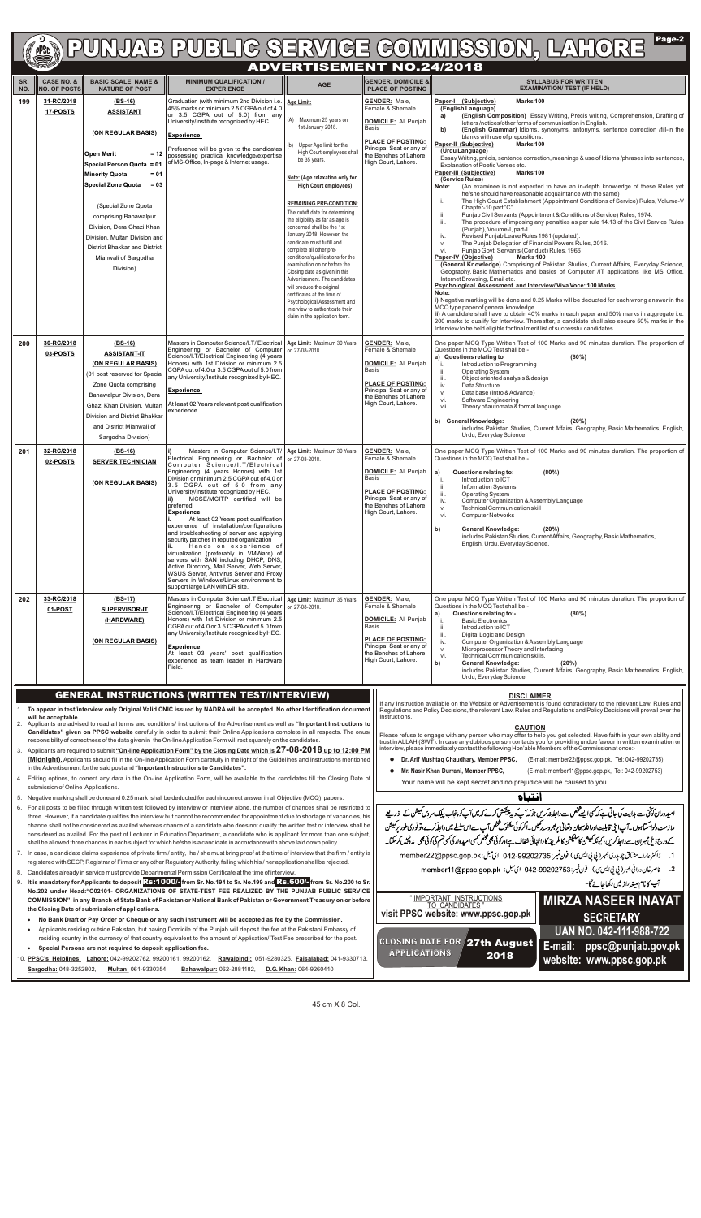# PUNJAB PUBLIC SERVICE COMMISSION, LAHORE

## ADVERTISEMENT NO.24/2018

| SR. NO. | CASE NO. & NO. OF POSTS | BASIC SCALE, NAME & NATURE OF POST | MINIMUM QUALIFICATION / EXPERIENCE | AGE | GENDER, DOMICILE & PLACE OF POSTING | SYLLABUS FOR WRITTEN EXAMINATION/ TEST (IF HELD) |
|---|---|---|---|---|---|---|
| 199 | 31-RC/2018<br>17-POSTS | (BS-16)<br>ASSISTANT<br><br>(ON REGULAR BASIS)<br><br>Open Merit = 12<br>Special Person Quota = 01<br>Minority Quota = 01<br>Special Zone Quota = 03<br><br>(Special Zone Quota comprising Bahawalpur Division, Dera Ghazi Khan Division, Multan Division and District Bhakkar and District Mianwali of Sargodha Division) | Graduation (with minimum 2nd Division i.e. 45% marks or minimum 2.5 CGPA out of 4.0 or 3.5 CGPA out of 5.0) from any University/Institute recognized by HEC<br><br>**Experience:**<br><br>Preference will be given to the candidates possessing practical knowledge/expertise of MS-Office, In-page & Internet usage. | **Age Limit:**<br><br>(A) Maximum 25 years on 1st January 2018.<br><br>(b) Upper Age limit for the High Court employees shall be 35 years.<br><br>**Note: (Age relaxation only for High Court employees)**<br><br>**REMAINING PRE-CONDITION:**<br>The cutoff date for determining the eligibility as far as age is concerned shall be the 1st January 2018. However, the candidate must fulfill and complete all other pre-conditions/qualifications for the examination on or before the Closing date as given in this Advertisement. The candidates will produce the original certificates at the time of Psychological Assessment and Interview to authenticate their claim in the application form. | **GENDER:** Male, Female & Shemale<br><br>**DOMICILE:** All Punjab Basis<br><br>**PLACE OF POSTING:** Principal Seat or any of the Benches of Lahore High Court, Lahore. | **Paper-I (Subjective) Marks 100**<br>**(English Language)**<br>a) **(English Composition)** Essay Writing, Precis writing, Comprehension, Drafting of letters /notices/other forms of communication in English.<br>b) **(English Grammar)** Idioms, synonyms, antonyms, sentence correction /fill-in the blanks with use of prepositions.<br>**Paper-II (Subjective) Marks 100**<br>**(Urdu Language)**<br>Essay Writing, précis, sentence correction, meanings & use of Idioms /phrases into sentences, Explanation of Poetic Verses etc.<br>**Paper-III (Subjective) Marks 100**<br>**(Service Rules)**<br>**Note:** (An examinee is not expected to have an in-depth knowledge of these Rules yet he/she should have reasonable acquaintance with the same)<br>i. The High Court Establishment (Appointment Conditions of Service) Rules, Volume-V Chapter-10 part "C".<br>ii. Punjab Civil Servants (Appointment & Conditions of Service) Rules, 1974.<br>iii. The procedure of imposing any penalties as per rule 14.13 of the Civil Service Rules (Punjab), Volume-I, part-I.<br>iv. Revised Punjab Leave Rules 1981 (updated).<br>v. The Punjab Delegation of Financial Powers Rules, 2016.<br>vi. Punjab Govt. Servants (Conduct) Rules, 1966<br>**Paper-IV (Objective) Marks 100**<br>**(General Knowledge)** Comprising of Pakistan Studies, Current Affairs, Everyday Science, Geography, Basic Mathematics and basics of Computer /IT applications like MS Office, Internet Browsing, Email etc.<br>**Psychological Assessment and Interview/ Viva Voce: 100 Marks**<br>**Note:**<br>**i)** Negative marking will be done and 0.25 Marks will be deducted for each wrong answer in the MCQ type paper of general knowledge.<br>**ii)** A candidate shall have to obtain 40% marks in each paper and 50% marks in aggregate i.e. 200 marks to qualify for Interview. Thereafter, a candidate shall also secure 50% marks in the Interview to be held eligible for final merit list of successful candidates. |
| 200 | 30-RC/2018<br>03-POSTS | (BS-16)<br>ASSISTANT-IT<br>(ON REGULAR BASIS)<br>(01 post reserved for Special Zone Quota comprising Bahawalpur Division, Dera Ghazi Khan Division, Multan Division and District Bhakkar and District Mianwali of Sargodha Division) | Masters in Computer Science/I.T/ Electrical Engineering or Bachelor of Computer Science/I.T/Electrical Engineering (4 years Honors) with 1st Division or minimum 2.5 CGPA out of 4.0 or 3.5 CGPA out of 5.0 from any University/Institute recognized by HEC.<br><br>**Experience:**<br><br>At least 02 Years relevant post qualification experience | Age Limit: Maximum 30 Years on 27-08-2018. | **GENDER:** Male, Female & Shemale<br><br>**DOMICILE:** All Punjab Basis<br><br>**PLACE OF POSTING:** Principal Seat or any of the Benches of Lahore High Court, Lahore. | One paper MCQ Type Written Test of 100 Marks and 90 minutes duration. The proportion of Questions in the MCQ Test shall be:-<br>**a) Questions relating to (80%)**<br>i. Introduction to Programming<br>ii. Operating System<br>iii. Object oriented analysis & design<br>iv. Data Structure<br>v. Data base (Intro & Advance)<br>vi. Software Engineering<br>vii. Theory of automata & formal language<br><br>**b) General Knowledge: (20%)**<br>includes Pakistan Studies, Current Affairs, Geography, Basic Mathematics, English, Urdu, Everyday Science. |
| 201 | 32-RC/2018<br>02-POSTS | (BS-16)<br>SERVER TECHNICIAN<br><br>(ON REGULAR BASIS) | i) Masters in Computer Science/I.T/ Electrical Engineering or Bachelor of Computer Science/I.T/Electrical Engineering (4 years Honors) with 1st Division or minimum 2.5 CGPA out of 4.0 or 3.5 CGPA out of 5.0 from any University/Institute recognized by HEC.<br>ii) MCSE/MCITP certified will be preferred<br>**Experience:**<br>i. At least 02 Years post qualification experience of installation/configurations and troubleshooting of server and applying security patches in reputed organization<br>ii. Hands on experience of virtualization (preferably in VMWare) of servers with SAN including DHCP, DNS, Active Directory, Mail Server, Web Server, WSUS Server, Antivirus Server and Proxy Servers in Windows/Linux environment to support large LAN with DR site. | Age Limit: Maximum 30 Years on 27-08-2018. | **GENDER:** Male, Female & Shemale<br><br>**DOMICILE:** All Punjab Basis<br><br>**PLACE OF POSTING:** Principal Seat or any of the Benches of Lahore High Court, Lahore. | One paper MCQ Type Written Test of 100 Marks and 90 minutes duration. The proportion of Questions in the MCQ Test shall be:-<br>**a) Questions relating to: (80%)**<br>i. Introduction to ICT<br>ii. Information Systems<br>iii. Operating System<br>iv. Computer Organization & Assembly Language<br>v. Technical Communication skill<br>vi. Computer Networks<br><br>**b) General Knowledge: (20%)**<br>includes Pakistan Studies, Current Affairs, Geography, Basic Mathematics, English, Urdu, Everyday Science. |
| 202 | 33-RC/2018<br>01-POST | (BS-17)<br>SUPERVISOR-IT<br>(HARDWARE)<br><br>(ON REGULAR BASIS) | Masters in Computer Science/I.T/ Electrical Engineering or Bachelor of Computer Science/I.T/Electrical Engineering (4 years Honors) with 1st Division or minimum 2.5 CGPA out of 4.0 or 3.5 CGPA out of 5.0 from any University/Institute recognized by HEC.<br><br>**Experience:**<br>At least 03 years' post qualification experience as team leader in Hardware Field. | Age Limit: Maximum 35 Years on 27-08-2018. | **GENDER:** Male, Female & Shemale<br><br>**DOMICILE:** All Punjab Basis<br><br>**PLACE OF POSTING:** Principal Seat or any of the Benches of Lahore High Court, Lahore. | One paper MCQ Type Written Test of 100 Marks and 90 minutes duration. The proportion of Questions in the MCQ Test shall be:-<br>**a) Questions relating to: (80%)**<br>i. Basic Electronics<br>ii. Introduction to ICT<br>iii. Digital Logic and Design<br>iv. Computer Organization & Assembly Language<br>v. Microprocessor Theory and Interfacing<br>vi. Technical Communication skills.<br>**b) General Knowledge: (20%)**<br>includes Pakistan Studies, Current Affairs, Geography, Basic Mathematics, English, Urdu, Everyday Science. |

## GENERAL INSTRUCTIONS (WRITTEN TEST/INTERVIEW)

1. **To appear in test/interview only Original Valid CNIC issued by NADRA will be accepted. No other Identification document will be acceptable.**
2. Applicants are advised to read all terms and conditions/ instructions of the Advertisement as well as **"Important Instructions to Candidates" given on PPSC website** carefully in order to submit their Online Applications complete in all respects. The onus/ responsibility of correctness of the data given in the On-line Application Form will rest squarely on the candidates.
3. Applicants are required to submit **"On-line Application Form" by the Closing Date which is 27-08-2018 up to 12:00 PM (Midnight).** Applicants should fill in the On-line Application Form carefully in the light of the Guidelines and Instructions mentioned in the Advertisement for the said post and **"Important Instructions to Candidates".**
4. Editing options, to correct any data in the On-line Application Form, will be available to the candidates till the Closing Date of submission of Online Applications.
5. Negative marking shall be done and 0.25 mark shall be deducted for each incorrect answer in all Objective (MCQ) papers.
6. For all posts to be filled through written test followed by interview or interview alone, the number of chances shall be restricted to three. However, if a candidate qualifies the interview but cannot be recommended for appointment due to shortage of vacancies, his chance shall not be considered as availed whereas chance of a candidate who does not qualify the written test or interview shall be considered as availed. For the post of Lecturer in Education Department, a candidate who is applicant for more than one subject, shall be allowed three chances in each subject for which he/she is a candidate in accordance with above laid down policy.
7. In case, a candidate claims experience of private firm / entity, he / she must bring proof at the time of interview that the firm / entity is registered with SECP, Registrar of Firms or any other Regulatory Authority, failing which his / her application shall be rejected.
8. Candidates already in service must provide Departmental Permission Certificate at the time of interview.
9. **It is mandatory for Applicants to deposit Rs:1000/- from Sr. No.194 to Sr. No.199 and Rs.600/- from Sr. No.200 to Sr. No.202 under Head:"C02101- ORGANIZATIONS OF STATE-TEST FEE REALIZED BY THE PUNJAB PUBLIC SERVICE COMMISSION", in any Branch of State Bank of Pakistan or National Bank of Pakistan or Government Treasury on or before the Closing Date of submission of applications.**
   - **No Bank Draft or Pay Order or Cheque or any such instrument will be accepted as fee by the Commission.**
   - Applicants residing outside Pakistan, but having Domicile of the Punjab will deposit the fee at the Pakistani Embassy of residing country in the currency of that country equivalent to the amount of Application/ Test Fee prescribed for the post.
   - **Special Persons are not required to deposit application fee.**
10. **PPSC's Helplines: Lahore:** 042-99202762, 99200161, 99200162, **Rawalpindi:** 051-9280325, **Faisalabad:** 041-9330713, **Sargodha:** 048-3252802, **Multan:** 061-9330354, **Bahawalpur:** 062-2881182, **D.G. Khan:** 064-9260410

**DISCLAIMER**

If any Instruction available on the Website or Advertisement is found contradictory to the relevant Law, Rules and Regulations and Policy Decisions, the relevant Law, Rules and Regulations and Policy Decisions will prevail over the Instructions.

**CAUTION**

Please refuse to engage with any person who may offer to help you get selected. Have faith in your own ability and trust in ALLAH (SWT). In case any dubious person contacts you for providing undue favour in written examination or interview, please immediately contact the following Hon'able Members of the Commission at once:-

- **Dr. Arif Mushtaq Chaudhary, Member PPSC,** (E-mail: member22@ppsc.gop.pk, Tel: 042-99202735)
- **Mr. Nasir Khan Durrani, Member PPSC,** (E-mail: member11@ppsc.gop.pk, Tel: 042-99202753)

Your name will be kept secret and no prejudice will be caused to you.

**انتباہ**

امیدواران کوتنبیہ کی جاتی ہے کہ کسی ایسے شخص سے رابطہ نہ کریں جو کہ آپ کو پیشکش کرے کہ وہ آپ کو پنجاب پبلک سروس کمیشن کے ذریعے ملازمت دلوا سکتا ہوں۔ آپ اپنی قابلیت اور اللہ سبحان وتعالیٰ پر بھروسہ رکھیں۔ اگر کوئی مشکوک شخص آپ سے اس سلسلے میں رابطہ کرے تو فوری طور پر کمیشن کے درج ذیل ممبران سے رابطہ کریں۔ کیونکہ کمیشن کا سلیکشن کا طریقہ کار انتہائی شفاف ہے اور کوئی بھی شخص کسی امیدوار کی کسی قسم کی کوئی بھی مدد نہیں کر سکتا۔

1. ڈاکٹر عارف مشتاق چوہدری، ممبر (پی پی ایس سی) فون نمبر: 042-99202735 ای میل: member22@ppsc.gop.pk
2. ناصر خان درانی، ممبر (پی پی ایس سی) فون نمبر: 042-99202753 ای میل: member11@ppsc.gop.pk

آپ کا نام صیغہ راز میں رکھا جائے گا۔

**" IMPORTANT INSTRUCTIONS TO CANDIDATES "**
**visit PPSC website: www.ppsc.gop.pk**

**CLOSING DATE FOR APPLICATIONS 27th August 2018**

**MIRZA NASEER INAYAT**
**SECRETARY**

**UAN NO. 042-111-988-722**
**E-mail: ppsc@punjab.gov.pk**
**website: www.ppsc.gop.pk**

45 cm X 8 Col.